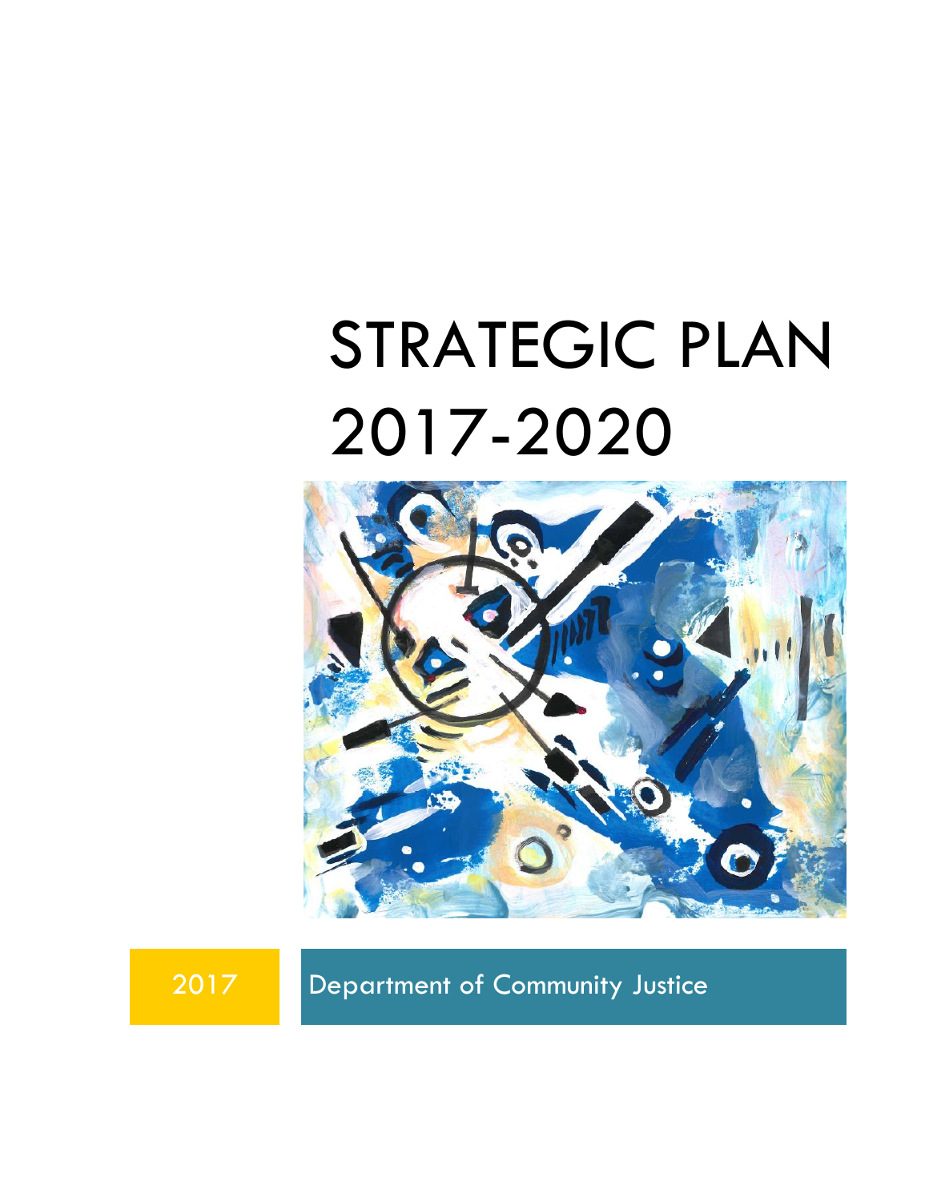# STRATEGIC PLAN 2017-2020

2017

Department of Community Justice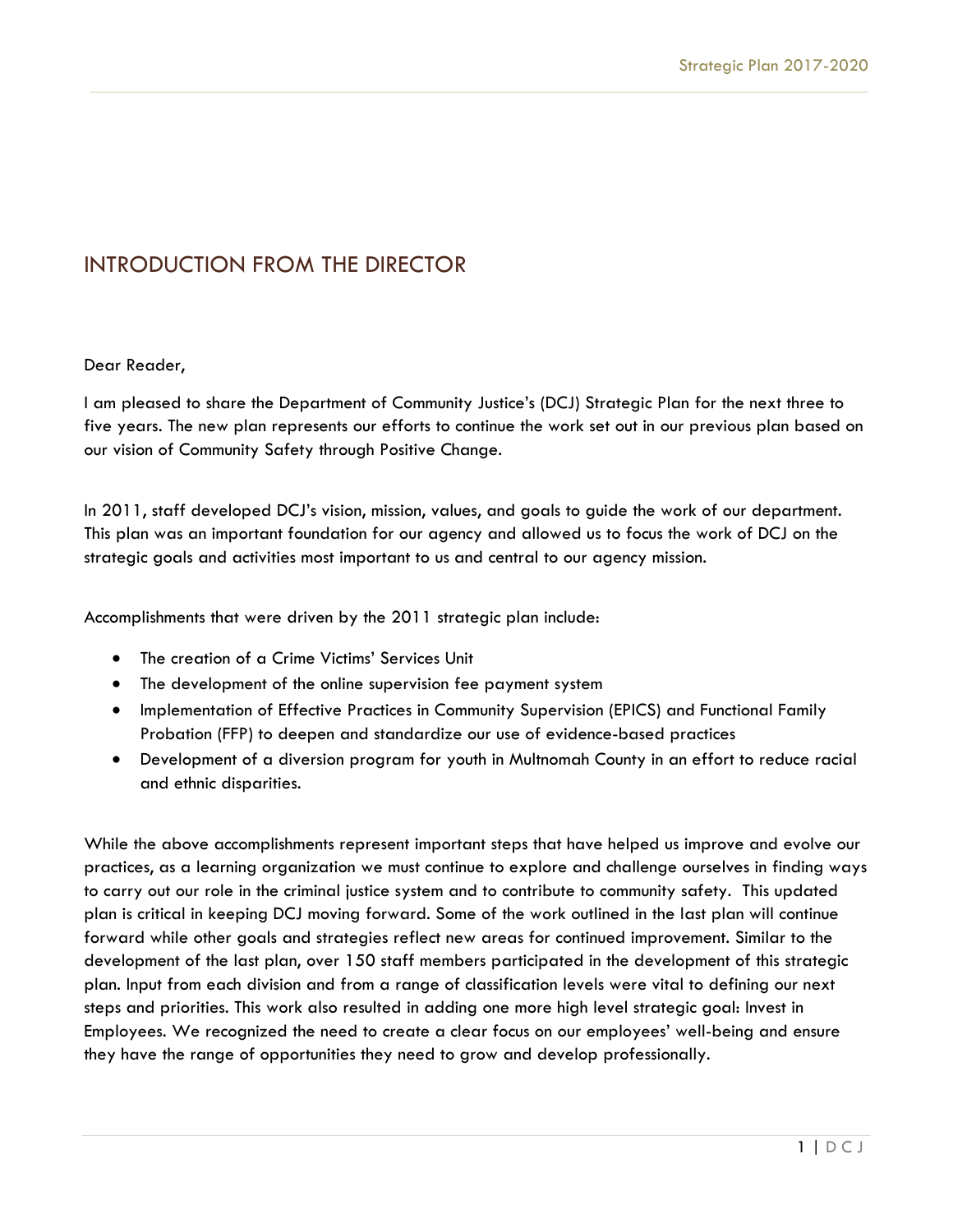## INTRODUCTION FROM THE DIRECTOR

Dear Reader,

I am pleased to share the Department of Community Justice's (DCJ) Strategic Plan for the next three to five years. The new plan represents our efforts to continue the work set out in our previous plan based on our vision of Community Safety through Positive Change.

In 2011, staff developed DCJ's vision, mission, values, and goals to guide the work of our department. This plan was an important foundation for our agency and allowed us to focus the work of DCJ on the strategic goals and activities most important to us and central to our agency mission.

Accomplishments that were driven by the 2011 strategic plan include:

- The creation of a Crime Victims' Services Unit
- The development of the online supervision fee payment system
- Implementation of Effective Practices in Community Supervision (EPICS) and Functional Family Probation (FFP) to deepen and standardize our use of evidence-based practices
- Development of a diversion program for youth in Multnomah County in an effort to reduce racial and ethnic disparities.

While the above accomplishments represent important steps that have helped us improve and evolve our practices, as a learning organization we must continue to explore and challenge ourselves in finding ways to carry out our role in the criminal justice system and to contribute to community safety. This updated plan is critical in keeping DCJ moving forward. Some of the work outlined in the last plan will continue forward while other goals and strategies reflect new areas for continued improvement. Similar to the development of the last plan, over 150 staff members participated in the development of this strategic plan. Input from each division and from a range of classification levels were vital to defining our next steps and priorities. This work also resulted in adding one more high level strategic goal: Invest in Employees. We recognized the need to create a clear focus on our employees' well-being and ensure they have the range of opportunities they need to grow and develop professionally.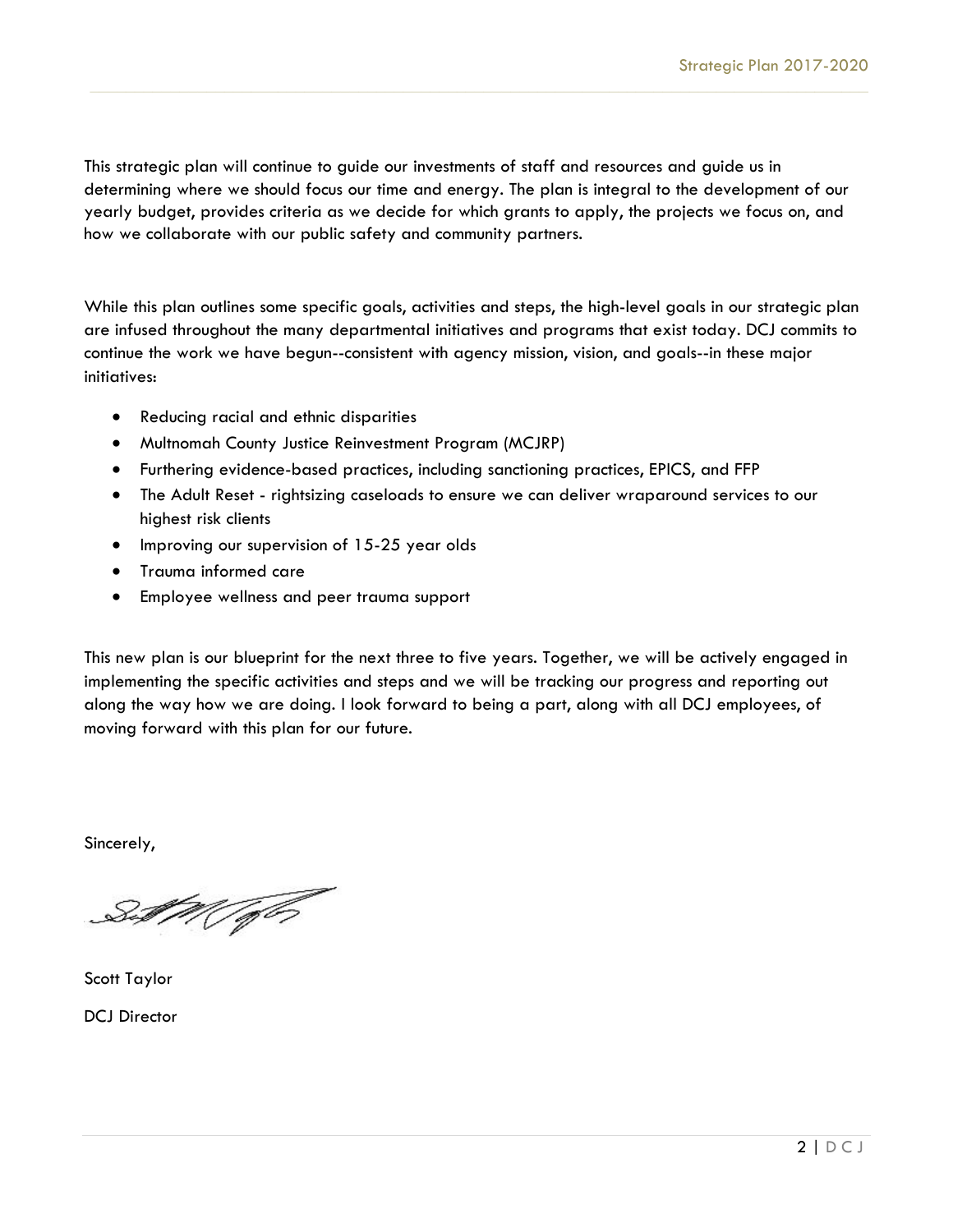This strategic plan will continue to guide our investments of staff and resources and guide us in determining where we should focus our time and energy. The plan is integral to the development of our yearly budget, provides criteria as we decide for which grants to apply, the projects we focus on, and how we collaborate with our public safety and community partners.

While this plan outlines some specific goals, activities and steps, the high-level goals in our strategic plan are infused throughout the many departmental initiatives and programs that exist today. DCJ commits to continue the work we have begun--consistent with agency mission, vision, and goals--in these major initiatives:

- Reducing racial and ethnic disparities
- Multnomah County Justice Reinvestment Program (MCJRP)
- Furthering evidence-based practices, including sanctioning practices, EPICS, and FFP
- The Adult Reset - rightsizing caseloads to ensure we can deliver wraparound services to our highest risk clients
- Improving our supervision of 15-25 year olds
- Trauma informed care
- Employee wellness and peer trauma support

This new plan is our blueprint for the next three to five years. Together, we will be actively engaged in implementing the specific activities and steps and we will be tracking our progress and reporting out along the way how we are doing. I look forward to being a part, along with all DCJ employees, of moving forward with this plan for our future.

Sincerely,

Scott Taylor

DCJ Director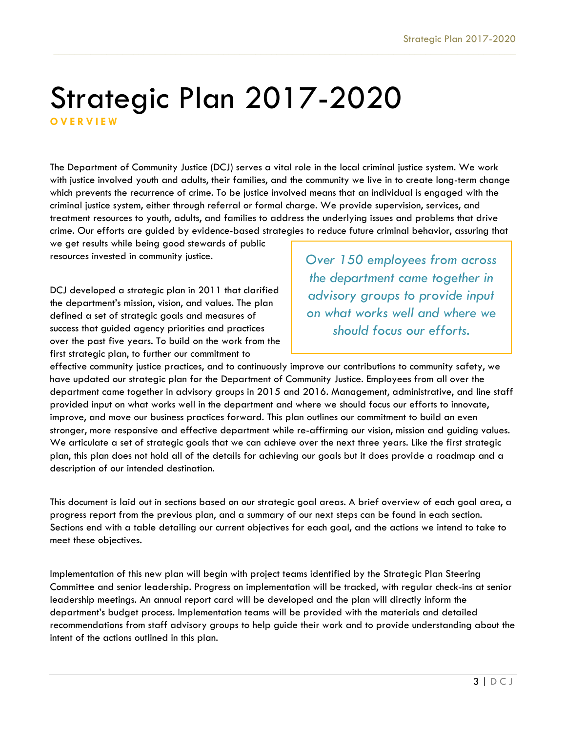# Strategic Plan 2017-2020

**OVERVIEW**

The Department of Community Justice (DCJ) serves a vital role in the local criminal justice system. We work with justice involved youth and adults, their families, and the community we live in to create long-term change which prevents the recurrence of crime. To be justice involved means that an individual is engaged with the criminal justice system, either through referral or formal charge. We provide supervision, services, and treatment resources to youth, adults, and families to address the underlying issues and problems that drive crime. Our efforts are guided by evidence-based strategies to reduce future criminal behavior, assuring that we get results while being good stewards of public resources invested in community justice.

> *Over 150 employees from across the department came together in advisory groups to provide input on what works well and where we should focus our efforts.*

DCJ developed a strategic plan in 2011 that clarified the department's mission, vision, and values. The plan defined a set of strategic goals and measures of success that guided agency priorities and practices over the past five years. To build on the work from the first strategic plan, to further our commitment to effective community justice practices, and to continuously improve our contributions to community safety, we have updated our strategic plan for the Department of Community Justice. Employees from all over the department came together in advisory groups in 2015 and 2016. Management, administrative, and line staff provided input on what works well in the department and where we should focus our efforts to innovate, improve, and move our business practices forward. This plan outlines our commitment to build an even stronger, more responsive and effective department while re-affirming our vision, mission and guiding values. We articulate a set of strategic goals that we can achieve over the next three years. Like the first strategic plan, this plan does not hold all of the details for achieving our goals but it does provide a roadmap and a description of our intended destination.

This document is laid out in sections based on our strategic goal areas. A brief overview of each goal area, a progress report from the previous plan, and a summary of our next steps can be found in each section. Sections end with a table detailing our current objectives for each goal, and the actions we intend to take to meet these objectives.

Implementation of this new plan will begin with project teams identified by the Strategic Plan Steering Committee and senior leadership. Progress on implementation will be tracked, with regular check-ins at senior leadership meetings. An annual report card will be developed and the plan will directly inform the department's budget process. Implementation teams will be provided with the materials and detailed recommendations from staff advisory groups to help guide their work and to provide understanding about the intent of the actions outlined in this plan.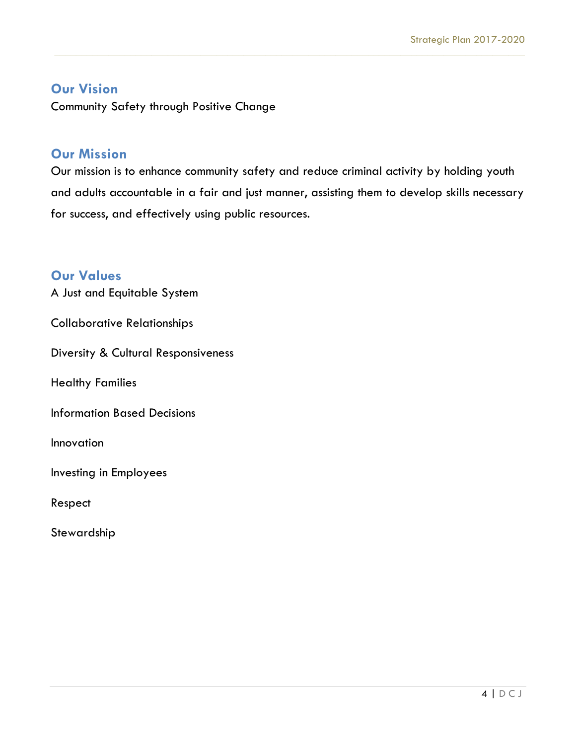## Our Vision

Community Safety through Positive Change

## Our Mission

Our mission is to enhance community safety and reduce criminal activity by holding youth and adults accountable in a fair and just manner, assisting them to develop skills necessary for success, and effectively using public resources.

## Our Values

A Just and Equitable System

Collaborative Relationships

Diversity & Cultural Responsiveness

Healthy Families

Information Based Decisions

Innovation

Investing in Employees

Respect

Stewardship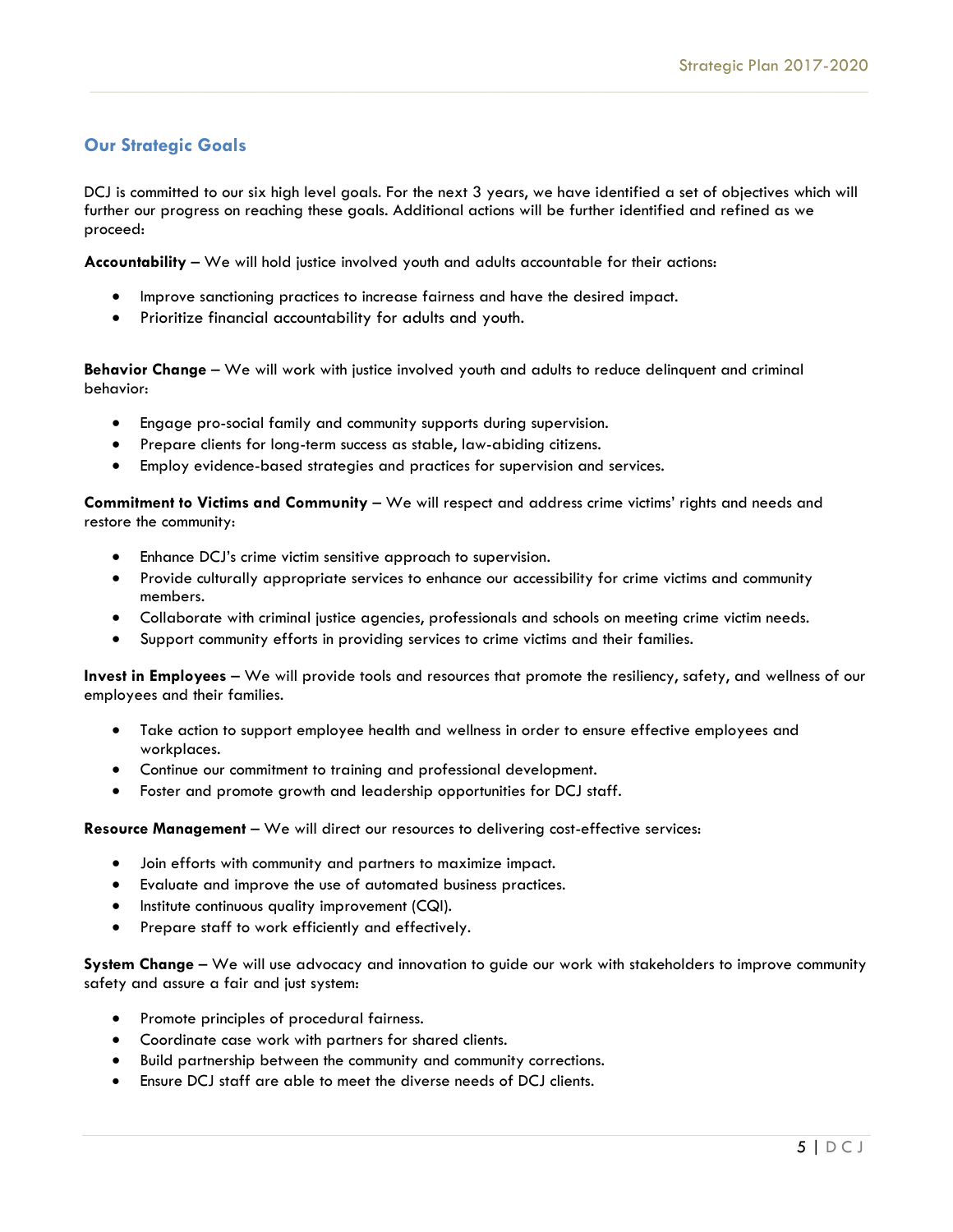## Our Strategic Goals

DCJ is committed to our six high level goals. For the next 3 years, we have identified a set of objectives which will further our progress on reaching these goals. Additional actions will be further identified and refined as we proceed:

**Accountability** – We will hold justice involved youth and adults accountable for their actions:

- Improve sanctioning practices to increase fairness and have the desired impact.
- Prioritize financial accountability for adults and youth.

**Behavior Change** – We will work with justice involved youth and adults to reduce delinquent and criminal behavior:

- Engage pro-social family and community supports during supervision.
- Prepare clients for long-term success as stable, law-abiding citizens.
- Employ evidence-based strategies and practices for supervision and services.

**Commitment to Victims and Community** – We will respect and address crime victims' rights and needs and restore the community:

- Enhance DCJ's crime victim sensitive approach to supervision.
- Provide culturally appropriate services to enhance our accessibility for crime victims and community members.
- Collaborate with criminal justice agencies, professionals and schools on meeting crime victim needs.
- Support community efforts in providing services to crime victims and their families.

**Invest in Employees** – We will provide tools and resources that promote the resiliency, safety, and wellness of our employees and their families.

- Take action to support employee health and wellness in order to ensure effective employees and workplaces.
- Continue our commitment to training and professional development.
- Foster and promote growth and leadership opportunities for DCJ staff.

**Resource Management** – We will direct our resources to delivering cost-effective services:

- Join efforts with community and partners to maximize impact.
- Evaluate and improve the use of automated business practices.
- Institute continuous quality improvement (CQI).
- Prepare staff to work efficiently and effectively.

**System Change** – We will use advocacy and innovation to guide our work with stakeholders to improve community safety and assure a fair and just system:

- Promote principles of procedural fairness.
- Coordinate case work with partners for shared clients.
- Build partnership between the community and community corrections.
- Ensure DCJ staff are able to meet the diverse needs of DCJ clients.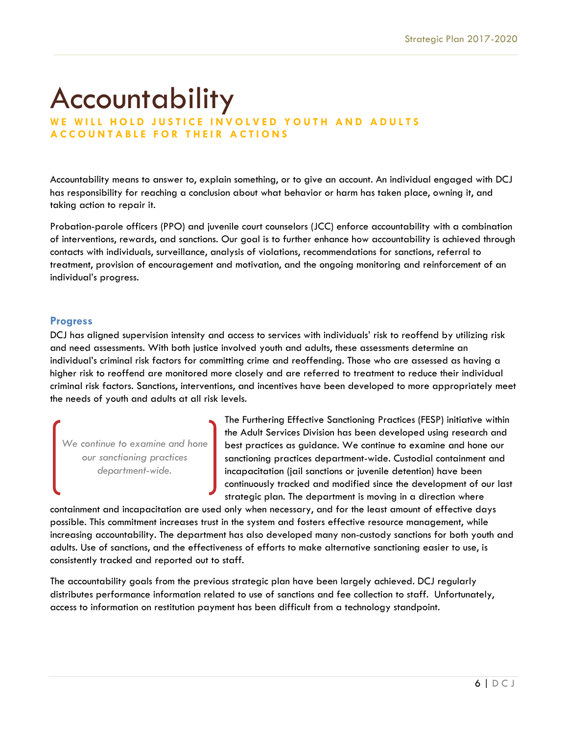# Accountability

**WE WILL HOLD JUSTICE INVOLVED YOUTH AND ADULTS ACCOUNTABLE FOR THEIR ACTIONS**

Accountability means to answer to, explain something, or to give an account. An individual engaged with DCJ has responsibility for reaching a conclusion about what behavior or harm has taken place, owning it, and taking action to repair it.

Probation-parole officers (PPO) and juvenile court counselors (JCC) enforce accountability with a combination of interventions, rewards, and sanctions. Our goal is to further enhance how accountability is achieved through contacts with individuals, surveillance, analysis of violations, recommendations for sanctions, referral to treatment, provision of encouragement and motivation, and the ongoing monitoring and reinforcement of an individual's progress.

## Progress

DCJ has aligned supervision intensity and access to services with individuals' risk to reoffend by utilizing risk and need assessments. With both justice involved youth and adults, these assessments determine an individual's criminal risk factors for committing crime and reoffending. Those who are assessed as having a higher risk to reoffend are monitored more closely and are referred to treatment to reduce their individual criminal risk factors. Sanctions, interventions, and incentives have been developed to more appropriately meet the needs of youth and adults at all risk levels.

> *We continue to examine and hone our sanctioning practices department-wide.*

The Furthering Effective Sanctioning Practices (FESP) initiative within the Adult Services Division has been developed using research and best practices as guidance. We continue to examine and hone our sanctioning practices department-wide. Custodial containment and incapacitation (jail sanctions or juvenile detention) have been continuously tracked and modified since the development of our last strategic plan. The department is moving in a direction where containment and incapacitation are used only when necessary, and for the least amount of effective days possible. This commitment increases trust in the system and fosters effective resource management, while increasing accountability. The department has also developed many non-custody sanctions for both youth and adults. Use of sanctions, and the effectiveness of efforts to make alternative sanctioning easier to use, is consistently tracked and reported out to staff.

The accountability goals from the previous strategic plan have been largely achieved. DCJ regularly distributes performance information related to use of sanctions and fee collection to staff. Unfortunately, access to information on restitution payment has been difficult from a technology standpoint.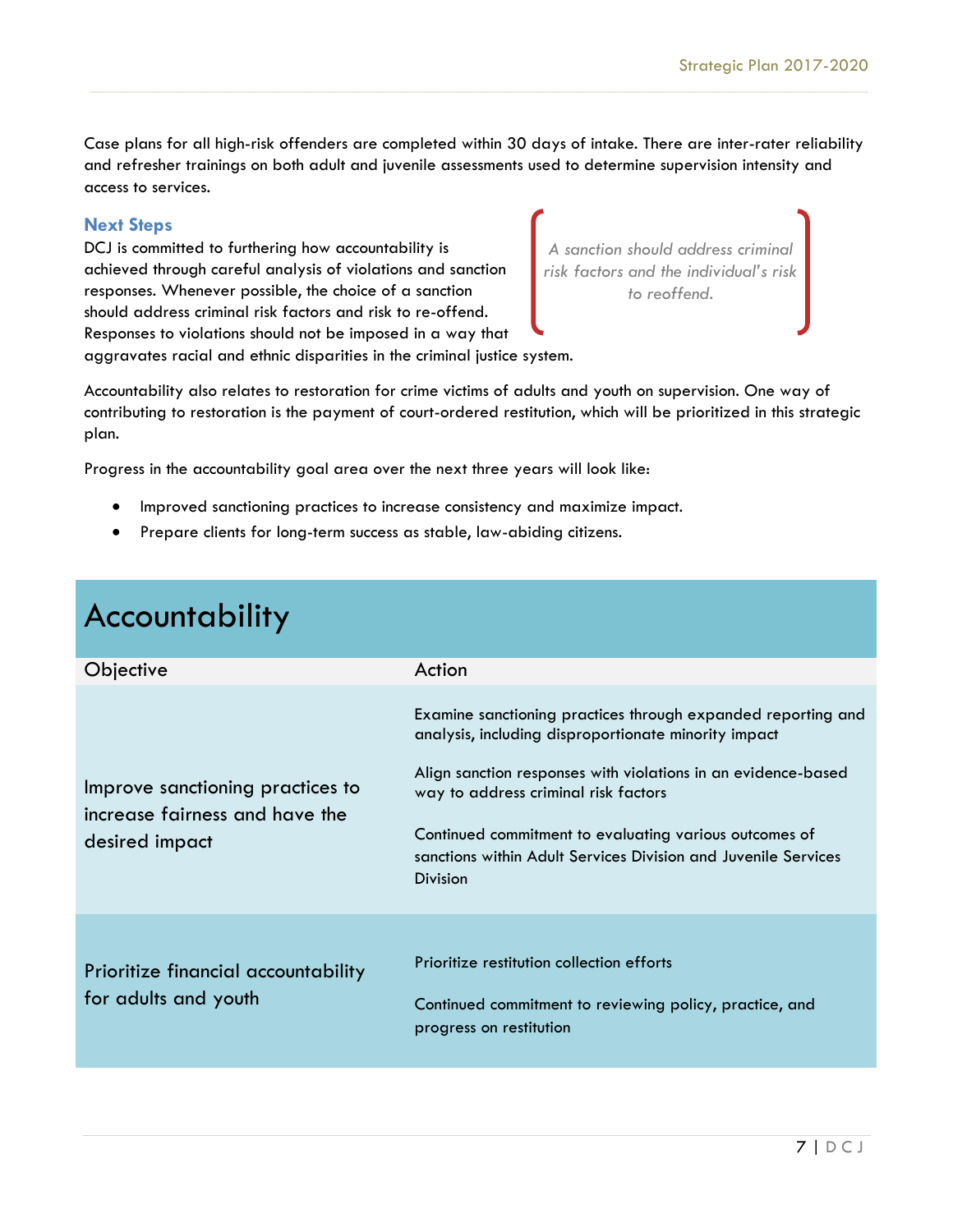Case plans for all high-risk offenders are completed within 30 days of intake. There are inter-rater reliability and refresher trainings on both adult and juvenile assessments used to determine supervision intensity and access to services.

### Next Steps

DCJ is committed to furthering how accountability is achieved through careful analysis of violations and sanction responses. Whenever possible, the choice of a sanction should address criminal risk factors and risk to re-offend. Responses to violations should not be imposed in a way that aggravates racial and ethnic disparities in the criminal justice system.

*A sanction should address criminal risk factors and the individual's risk to reoffend.*

Accountability also relates to restoration for crime victims of adults and youth on supervision. One way of contributing to restoration is the payment of court-ordered restitution, which will be prioritized in this strategic plan.

Progress in the accountability goal area over the next three years will look like:

- Improved sanctioning practices to increase consistency and maximize impact.
- Prepare clients for long-term success as stable, law-abiding citizens.

## Accountability

| Objective | Action |
|---|---|
| Improve sanctioning practices to increase fairness and have the desired impact | Examine sanctioning practices through expanded reporting and analysis, including disproportionate minority impact<br><br>Align sanction responses with violations in an evidence-based way to address criminal risk factors<br><br>Continued commitment to evaluating various outcomes of sanctions within Adult Services Division and Juvenile Services Division |
| Prioritize financial accountability for adults and youth | Prioritize restitution collection efforts<br><br>Continued commitment to reviewing policy, practice, and progress on restitution |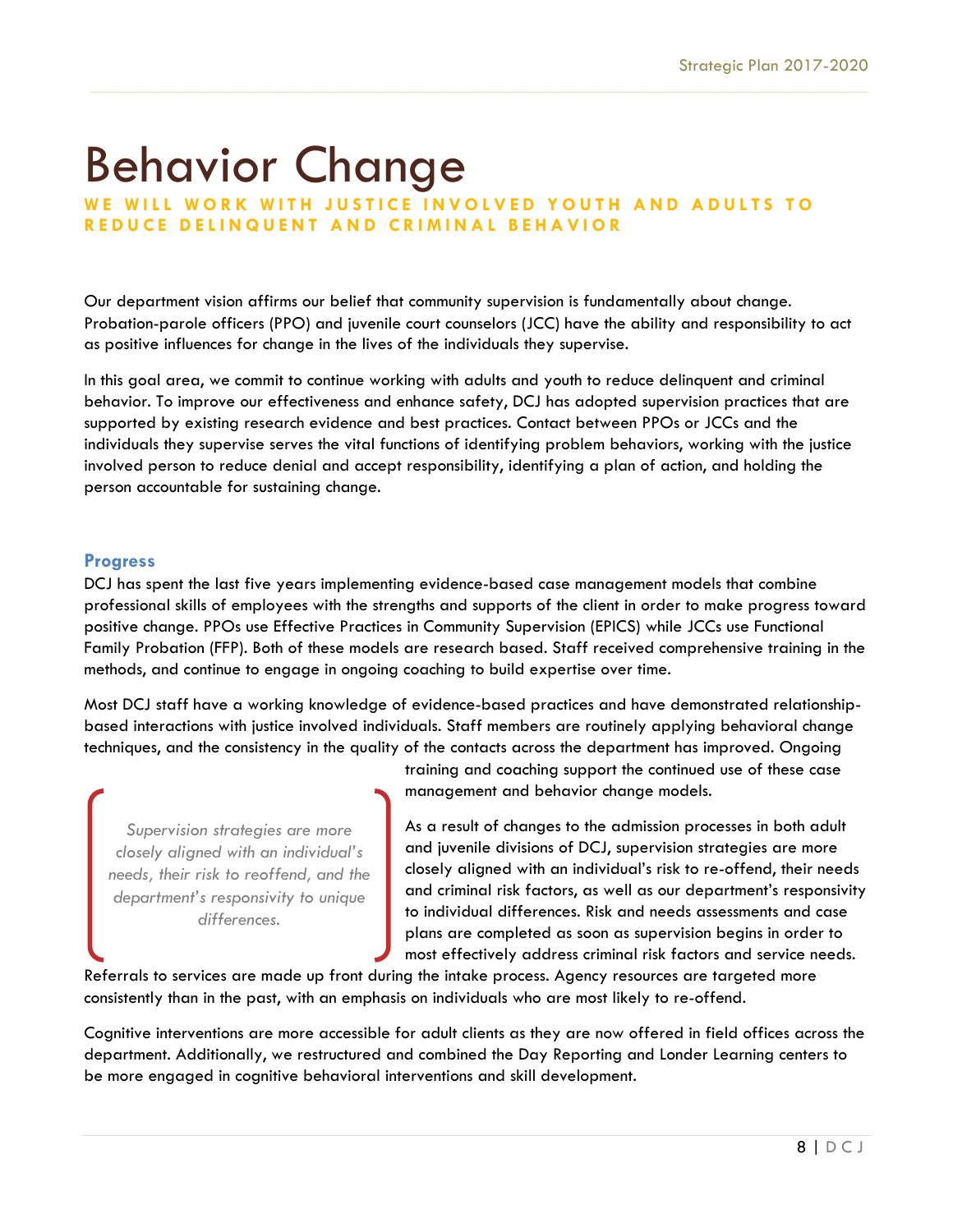# Behavior Change

**WE WILL WORK WITH JUSTICE INVOLVED YOUTH AND ADULTS TO REDUCE DELINQUENT AND CRIMINAL BEHAVIOR**

Our department vision affirms our belief that community supervision is fundamentally about change. Probation-parole officers (PPO) and juvenile court counselors (JCC) have the ability and responsibility to act as positive influences for change in the lives of the individuals they supervise.

In this goal area, we commit to continue working with adults and youth to reduce delinquent and criminal behavior. To improve our effectiveness and enhance safety, DCJ has adopted supervision practices that are supported by existing research evidence and best practices. Contact between PPOs or JCCs and the individuals they supervise serves the vital functions of identifying problem behaviors, working with the justice involved person to reduce denial and accept responsibility, identifying a plan of action, and holding the person accountable for sustaining change.

## Progress

DCJ has spent the last five years implementing evidence-based case management models that combine professional skills of employees with the strengths and supports of the client in order to make progress toward positive change. PPOs use Effective Practices in Community Supervision (EPICS) while JCCs use Functional Family Probation (FFP). Both of these models are research based. Staff received comprehensive training in the methods, and continue to engage in ongoing coaching to build expertise over time.

Most DCJ staff have a working knowledge of evidence-based practices and have demonstrated relationship-based interactions with justice involved individuals. Staff members are routinely applying behavioral change techniques, and the consistency in the quality of the contacts across the department has improved. Ongoing training and coaching support the continued use of these case management and behavior change models.

> *Supervision strategies are more closely aligned with an individual's needs, their risk to reoffend, and the department's responsivity to unique differences.*

As a result of changes to the admission processes in both adult and juvenile divisions of DCJ, supervision strategies are more closely aligned with an individual's risk to re-offend, their needs and criminal risk factors, as well as our department's responsivity to individual differences. Risk and needs assessments and case plans are completed as soon as supervision begins in order to most effectively address criminal risk factors and service needs. Referrals to services are made up front during the intake process. Agency resources are targeted more consistently than in the past, with an emphasis on individuals who are most likely to re-offend.

Cognitive interventions are more accessible for adult clients as they are now offered in field offices across the department. Additionally, we restructured and combined the Day Reporting and Londer Learning centers to be more engaged in cognitive behavioral interventions and skill development.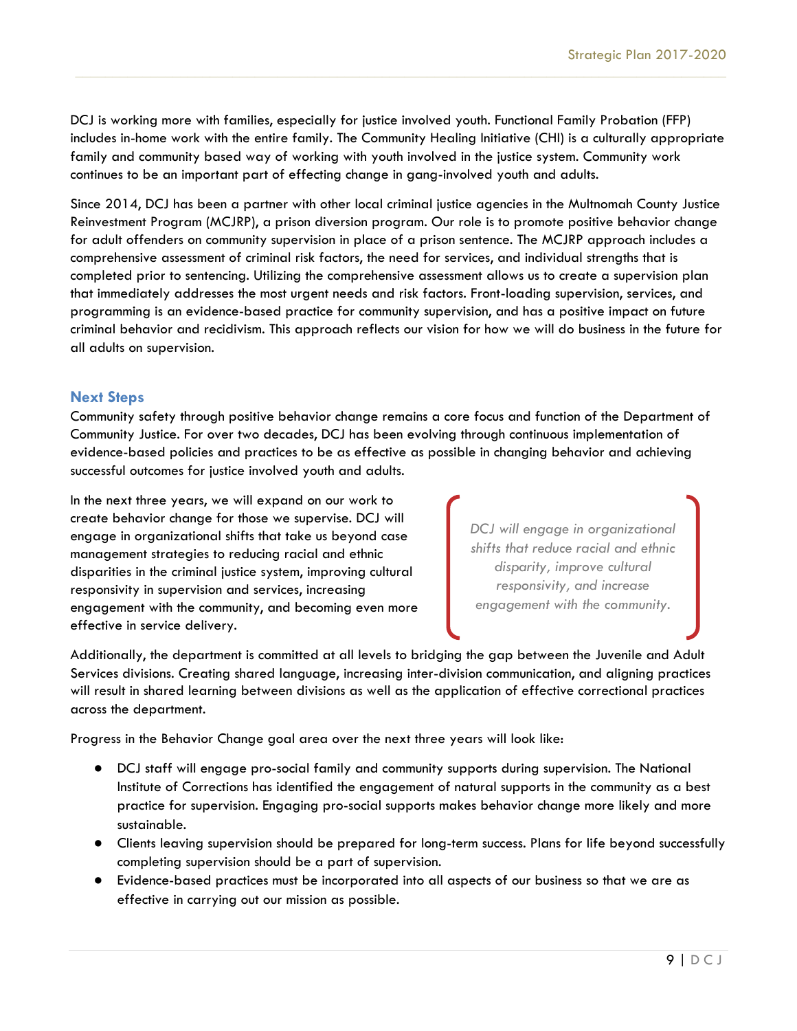DCJ is working more with families, especially for justice involved youth. Functional Family Probation (FFP) includes in-home work with the entire family. The Community Healing Initiative (CHI) is a culturally appropriate family and community based way of working with youth involved in the justice system. Community work continues to be an important part of effecting change in gang-involved youth and adults.

Since 2014, DCJ has been a partner with other local criminal justice agencies in the Multnomah County Justice Reinvestment Program (MCJRP), a prison diversion program. Our role is to promote positive behavior change for adult offenders on community supervision in place of a prison sentence. The MCJRP approach includes a comprehensive assessment of criminal risk factors, the need for services, and individual strengths that is completed prior to sentencing. Utilizing the comprehensive assessment allows us to create a supervision plan that immediately addresses the most urgent needs and risk factors. Front-loading supervision, services, and programming is an evidence-based practice for community supervision, and has a positive impact on future criminal behavior and recidivism. This approach reflects our vision for how we will do business in the future for all adults on supervision.

## Next Steps

Community safety through positive behavior change remains a core focus and function of the Department of Community Justice. For over two decades, DCJ has been evolving through continuous implementation of evidence-based policies and practices to be as effective as possible in changing behavior and achieving successful outcomes for justice involved youth and adults.

In the next three years, we will expand on our work to create behavior change for those we supervise. DCJ will engage in organizational shifts that take us beyond case management strategies to reducing racial and ethnic disparities in the criminal justice system, improving cultural responsivity in supervision and services, increasing engagement with the community, and becoming even more effective in service delivery.

*DCJ will engage in organizational shifts that reduce racial and ethnic disparity, improve cultural responsivity, and increase engagement with the community.*

Additionally, the department is committed at all levels to bridging the gap between the Juvenile and Adult Services divisions. Creating shared language, increasing inter-division communication, and aligning practices will result in shared learning between divisions as well as the application of effective correctional practices across the department.

Progress in the Behavior Change goal area over the next three years will look like:

- DCJ staff will engage pro-social family and community supports during supervision. The National Institute of Corrections has identified the engagement of natural supports in the community as a best practice for supervision. Engaging pro-social supports makes behavior change more likely and more sustainable.
- Clients leaving supervision should be prepared for long-term success. Plans for life beyond successfully completing supervision should be a part of supervision.
- Evidence-based practices must be incorporated into all aspects of our business so that we are as effective in carrying out our mission as possible.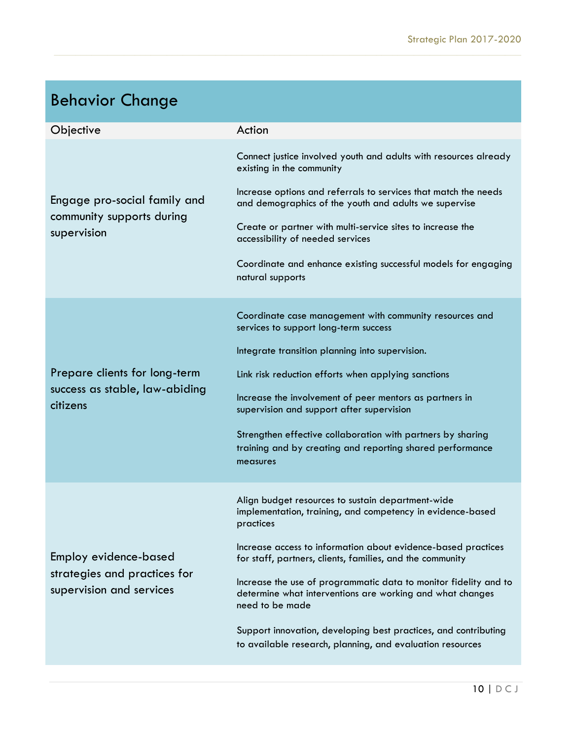## Behavior Change

| Objective | Action |
|---|---|
| Engage pro-social family and community supports during supervision | Connect justice involved youth and adults with resources already existing in the community<br><br>Increase options and referrals to services that match the needs and demographics of the youth and adults we supervise<br><br>Create or partner with multi-service sites to increase the accessibility of needed services<br><br>Coordinate and enhance existing successful models for engaging natural supports |
| Prepare clients for long-term success as stable, law-abiding citizens | Coordinate case management with community resources and services to support long-term success<br><br>Integrate transition planning into supervision.<br><br>Link risk reduction efforts when applying sanctions<br><br>Increase the involvement of peer mentors as partners in supervision and support after supervision<br><br>Strengthen effective collaboration with partners by sharing training and by creating and reporting shared performance measures |
| Employ evidence-based strategies and practices for supervision and services | Align budget resources to sustain department-wide implementation, training, and competency in evidence-based practices<br><br>Increase access to information about evidence-based practices for staff, partners, clients, families, and the community<br><br>Increase the use of programmatic data to monitor fidelity and to determine what interventions are working and what changes need to be made<br><br>Support innovation, developing best practices, and contributing to available research, planning, and evaluation resources |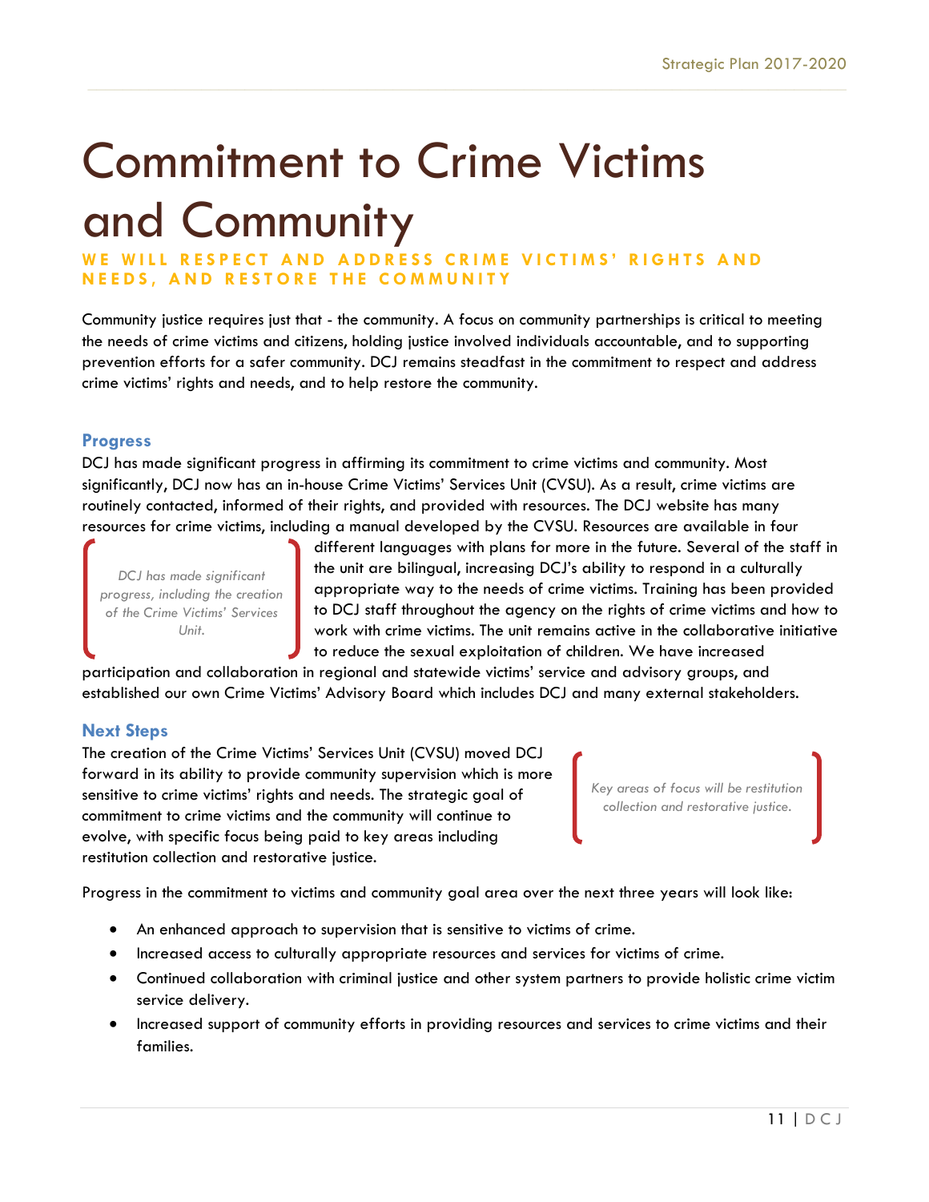# Commitment to Crime Victims and Community

**WE WILL RESPECT AND ADDRESS CRIME VICTIMS' RIGHTS AND NEEDS, AND RESTORE THE COMMUNITY**

Community justice requires just that - the community. A focus on community partnerships is critical to meeting the needs of crime victims and citizens, holding justice involved individuals accountable, and to supporting prevention efforts for a safer community. DCJ remains steadfast in the commitment to respect and address crime victims' rights and needs, and to help restore the community.

## Progress

DCJ has made significant progress in affirming its commitment to crime victims and community. Most significantly, DCJ now has an in-house Crime Victims' Services Unit (CVSU). As a result, crime victims are routinely contacted, informed of their rights, and provided with resources. The DCJ website has many resources for crime victims, including a manual developed by the CVSU. Resources are available in four different languages with plans for more in the future. Several of the staff in the unit are bilingual, increasing DCJ's ability to respond in a culturally appropriate way to the needs of crime victims. Training has been provided to DCJ staff throughout the agency on the rights of crime victims and how to work with crime victims. The unit remains active in the collaborative initiative to reduce the sexual exploitation of children. We have increased participation and collaboration in regional and statewide victims' service and advisory groups, and established our own Crime Victims' Advisory Board which includes DCJ and many external stakeholders.

> *DCJ has made significant progress, including the creation of the Crime Victims' Services Unit.*

## Next Steps

The creation of the Crime Victims' Services Unit (CVSU) moved DCJ forward in its ability to provide community supervision which is more sensitive to crime victims' rights and needs. The strategic goal of commitment to crime victims and the community will continue to evolve, with specific focus being paid to key areas including restitution collection and restorative justice.

> *Key areas of focus will be restitution collection and restorative justice.*

Progress in the commitment to victims and community goal area over the next three years will look like:

- An enhanced approach to supervision that is sensitive to victims of crime.
- Increased access to culturally appropriate resources and services for victims of crime.
- Continued collaboration with criminal justice and other system partners to provide holistic crime victim service delivery.
- Increased support of community efforts in providing resources and services to crime victims and their families.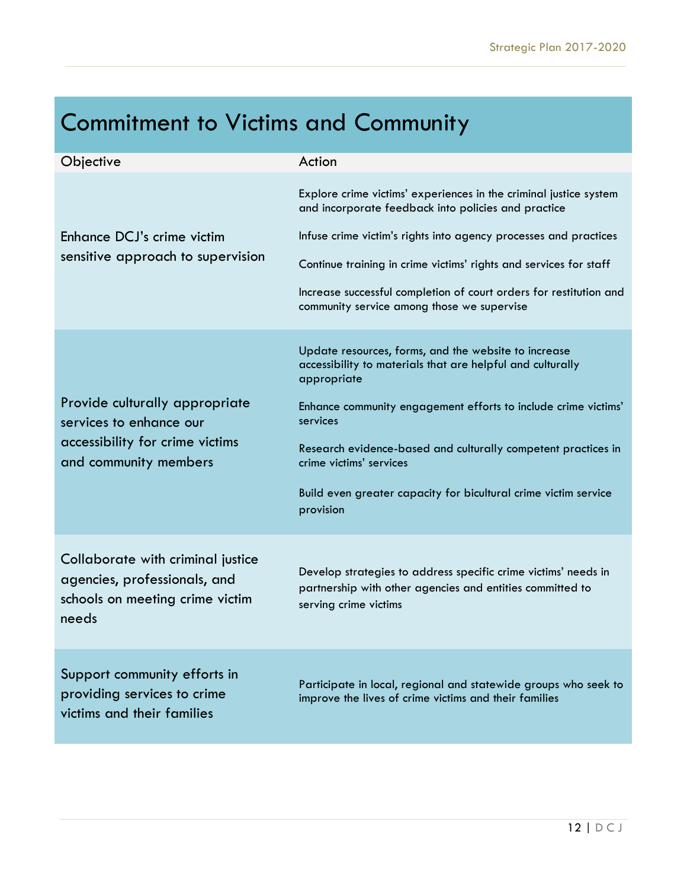# Commitment to Victims and Community

| Objective | Action |
|---|---|
| Enhance DCJ's crime victim sensitive approach to supervision | Explore crime victims' experiences in the criminal justice system and incorporate feedback into policies and practice<br><br>Infuse crime victim's rights into agency processes and practices<br><br>Continue training in crime victims' rights and services for staff<br><br>Increase successful completion of court orders for restitution and community service among those we supervise |
| Provide culturally appropriate services to enhance our accessibility for crime victims and community members | Update resources, forms, and the website to increase accessibility to materials that are helpful and culturally appropriate<br><br>Enhance community engagement efforts to include crime victims' services<br><br>Research evidence-based and culturally competent practices in crime victims' services<br><br>Build even greater capacity for bicultural crime victim service provision |
| Collaborate with criminal justice agencies, professionals, and schools on meeting crime victim needs | Develop strategies to address specific crime victims' needs in partnership with other agencies and entities committed to serving crime victims |
| Support community efforts in providing services to crime victims and their families | Participate in local, regional and statewide groups who seek to improve the lives of crime victims and their families |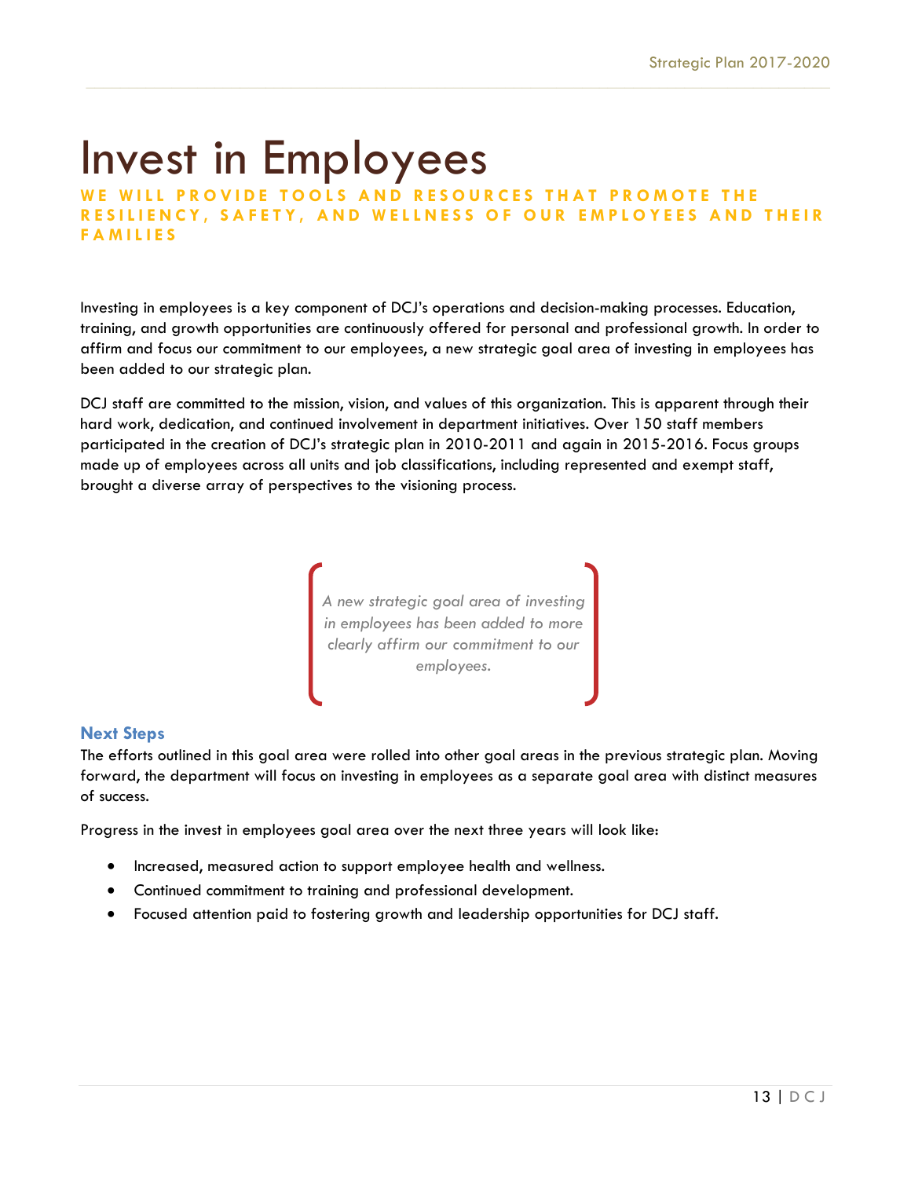# Invest in Employees

**WE WILL PROVIDE TOOLS AND RESOURCES THAT PROMOTE THE RESILIENCY, SAFETY, AND WELLNESS OF OUR EMPLOYEES AND THEIR FAMILIES**

Investing in employees is a key component of DCJ's operations and decision-making processes. Education, training, and growth opportunities are continuously offered for personal and professional growth. In order to affirm and focus our commitment to our employees, a new strategic goal area of investing in employees has been added to our strategic plan.

DCJ staff are committed to the mission, vision, and values of this organization. This is apparent through their hard work, dedication, and continued involvement in department initiatives. Over 150 staff members participated in the creation of DCJ's strategic plan in 2010-2011 and again in 2015-2016. Focus groups made up of employees across all units and job classifications, including represented and exempt staff, brought a diverse array of perspectives to the visioning process.

> *A new strategic goal area of investing in employees has been added to more clearly affirm our commitment to our employees.*

### Next Steps

The efforts outlined in this goal area were rolled into other goal areas in the previous strategic plan. Moving forward, the department will focus on investing in employees as a separate goal area with distinct measures of success.

Progress in the invest in employees goal area over the next three years will look like:

- Increased, measured action to support employee health and wellness.
- Continued commitment to training and professional development.
- Focused attention paid to fostering growth and leadership opportunities for DCJ staff.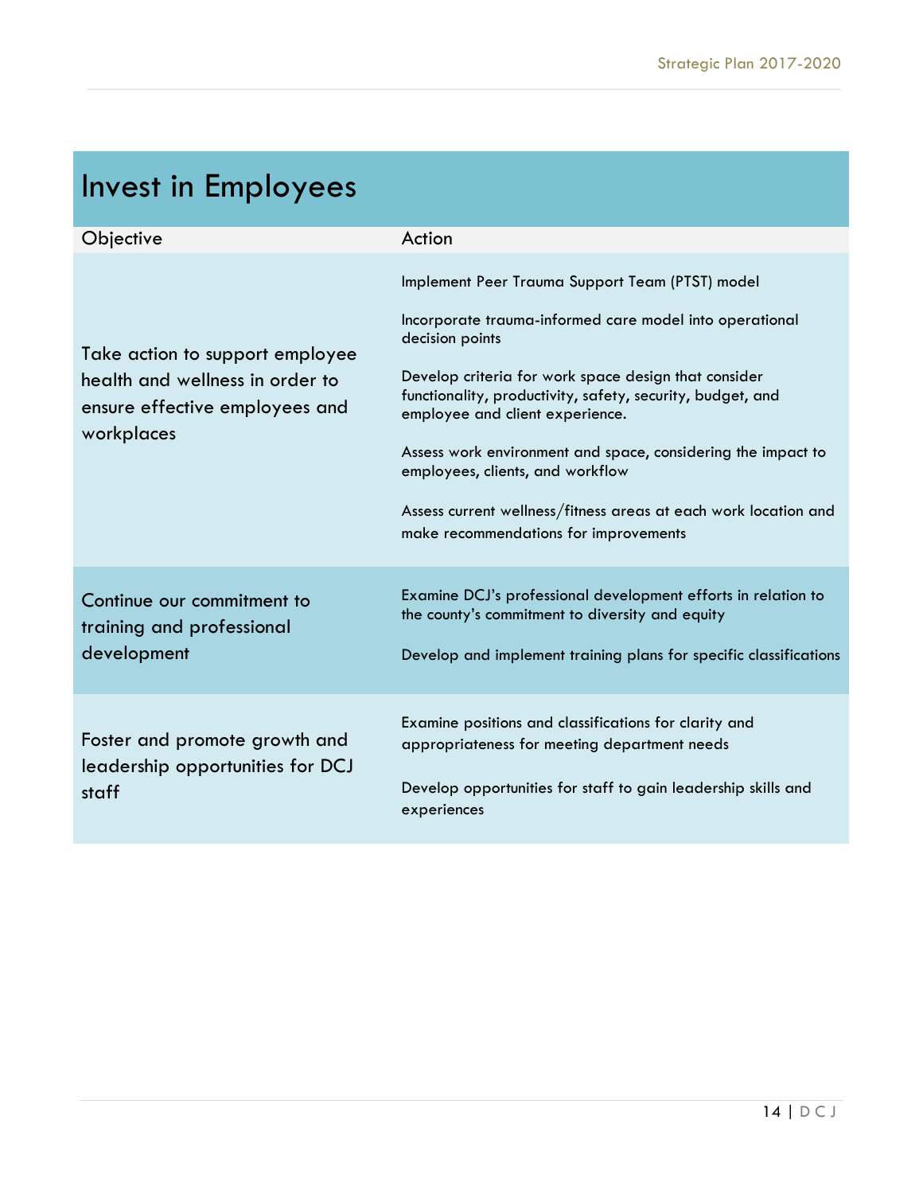# Invest in Employees

| Objective | Action |
| --- | --- |
| Take action to support employee health and wellness in order to ensure effective employees and workplaces | Implement Peer Trauma Support Team (PTST) model<br><br>Incorporate trauma-informed care model into operational decision points<br><br>Develop criteria for work space design that consider functionality, productivity, safety, security, budget, and employee and client experience.<br><br>Assess work environment and space, considering the impact to employees, clients, and workflow<br><br>Assess current wellness/fitness areas at each work location and make recommendations for improvements |
| Continue our commitment to training and professional development | Examine DCJ's professional development efforts in relation to the county's commitment to diversity and equity<br><br>Develop and implement training plans for specific classifications |
| Foster and promote growth and leadership opportunities for DCJ staff | Examine positions and classifications for clarity and appropriateness for meeting department needs<br><br>Develop opportunities for staff to gain leadership skills and experiences |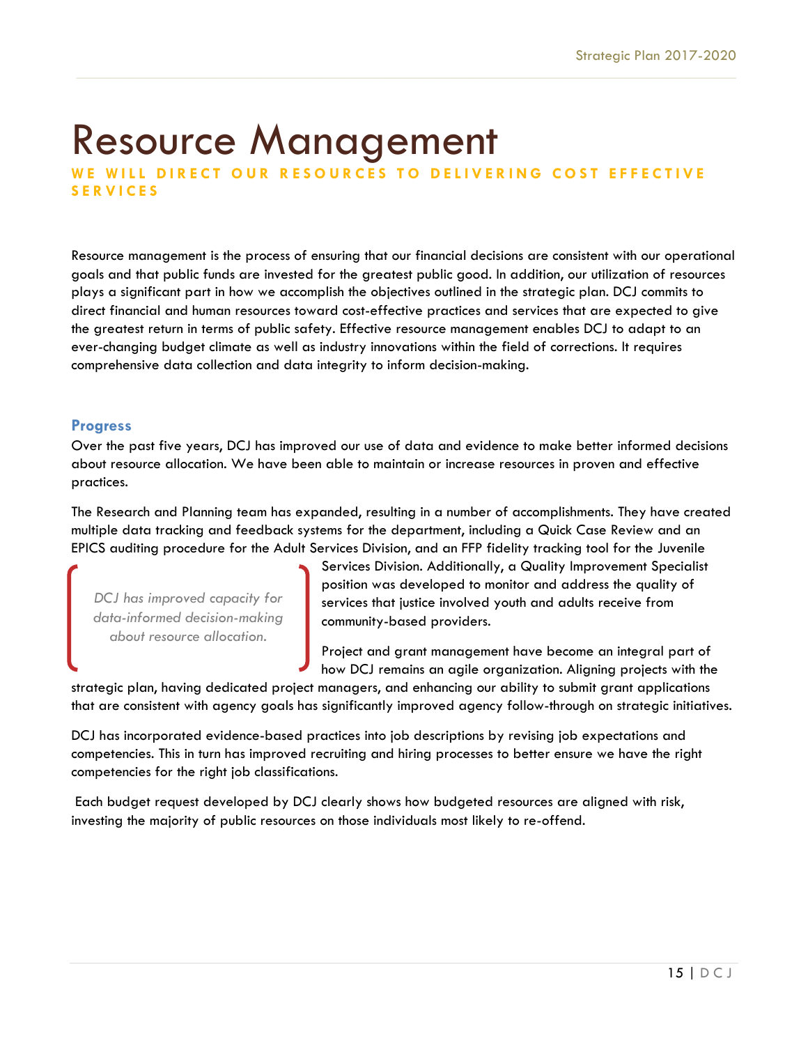# Resource Management

**WE WILL DIRECT OUR RESOURCES TO DELIVERING COST EFFECTIVE SERVICES**

Resource management is the process of ensuring that our financial decisions are consistent with our operational goals and that public funds are invested for the greatest public good. In addition, our utilization of resources plays a significant part in how we accomplish the objectives outlined in the strategic plan. DCJ commits to direct financial and human resources toward cost-effective practices and services that are expected to give the greatest return in terms of public safety. Effective resource management enables DCJ to adapt to an ever-changing budget climate as well as industry innovations within the field of corrections. It requires comprehensive data collection and data integrity to inform decision-making.

## Progress

Over the past five years, DCJ has improved our use of data and evidence to make better informed decisions about resource allocation. We have been able to maintain or increase resources in proven and effective practices.

The Research and Planning team has expanded, resulting in a number of accomplishments. They have created multiple data tracking and feedback systems for the department, including a Quick Case Review and an EPICS auditing procedure for the Adult Services Division, and an FFP fidelity tracking tool for the Juvenile Services Division. Additionally, a Quality Improvement Specialist position was developed to monitor and address the quality of services that justice involved youth and adults receive from community-based providers.

> *DCJ has improved capacity for data-informed decision-making about resource allocation.*

Project and grant management have become an integral part of how DCJ remains an agile organization. Aligning projects with the strategic plan, having dedicated project managers, and enhancing our ability to submit grant applications that are consistent with agency goals has significantly improved agency follow-through on strategic initiatives.

DCJ has incorporated evidence-based practices into job descriptions by revising job expectations and competencies. This in turn has improved recruiting and hiring processes to better ensure we have the right competencies for the right job classifications.

Each budget request developed by DCJ clearly shows how budgeted resources are aligned with risk, investing the majority of public resources on those individuals most likely to re-offend.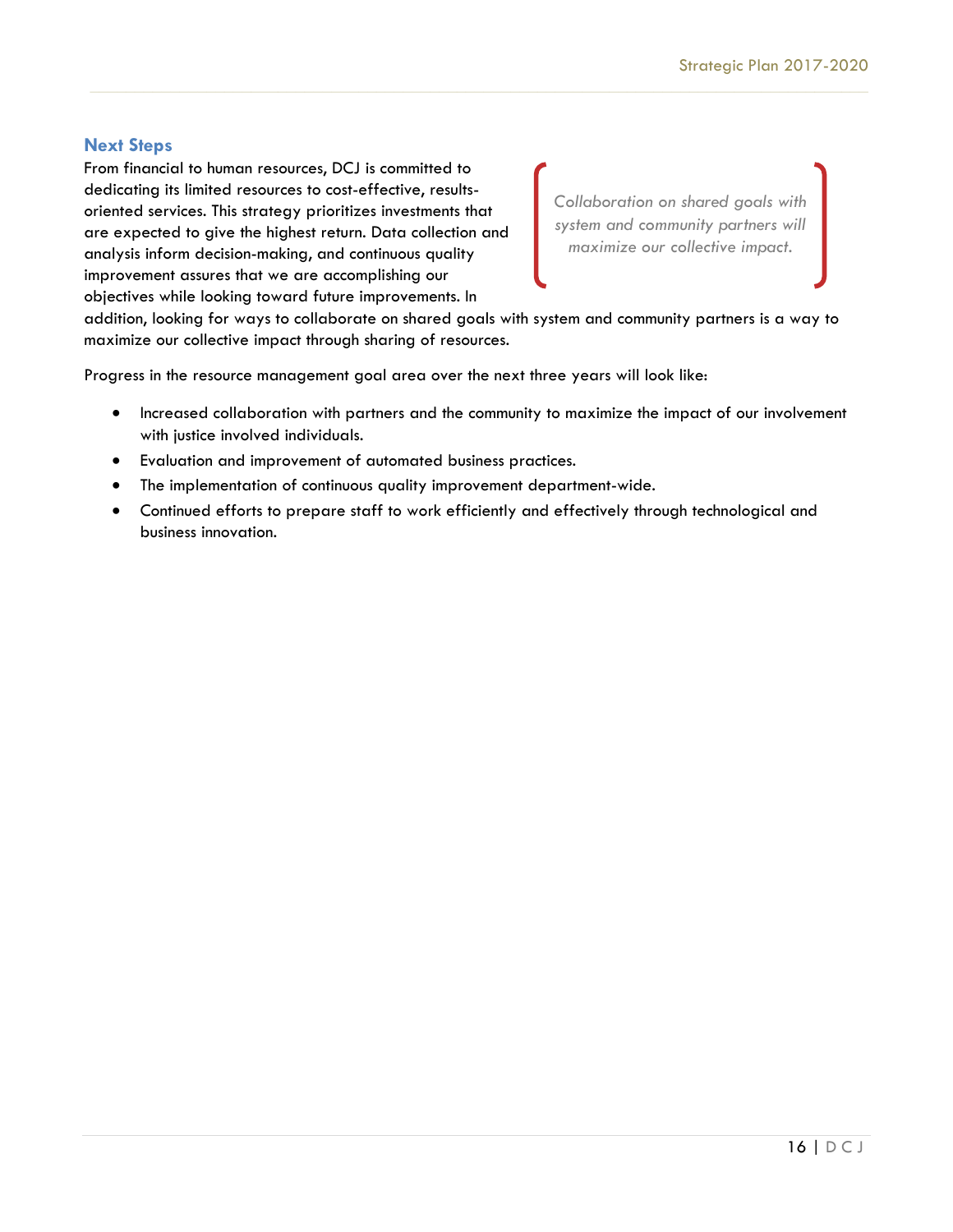## Next Steps

From financial to human resources, DCJ is committed to dedicating its limited resources to cost-effective, results-oriented services. This strategy prioritizes investments that are expected to give the highest return. Data collection and analysis inform decision-making, and continuous quality improvement assures that we are accomplishing our objectives while looking toward future improvements. In addition, looking for ways to collaborate on shared goals with system and community partners is a way to maximize our collective impact through sharing of resources.

> *Collaboration on shared goals with system and community partners will maximize our collective impact.*

Progress in the resource management goal area over the next three years will look like:

- Increased collaboration with partners and the community to maximize the impact of our involvement with justice involved individuals.
- Evaluation and improvement of automated business practices.
- The implementation of continuous quality improvement department-wide.
- Continued efforts to prepare staff to work efficiently and effectively through technological and business innovation.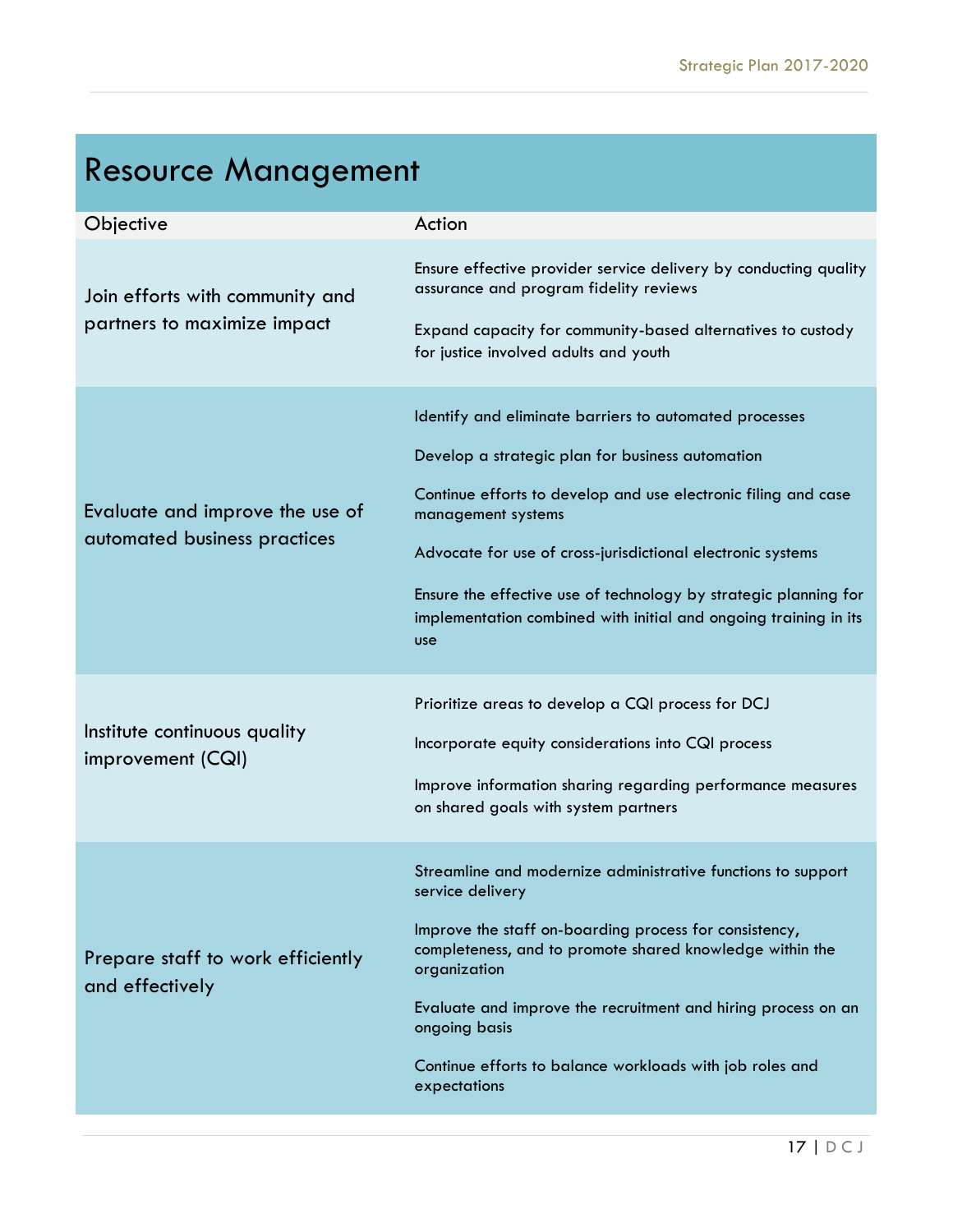# Resource Management

| Objective | Action |
|---|---|
| Join efforts with community and partners to maximize impact | Ensure effective provider service delivery by conducting quality assurance and program fidelity reviews<br><br>Expand capacity for community-based alternatives to custody for justice involved adults and youth |
| Evaluate and improve the use of automated business practices | Identify and eliminate barriers to automated processes<br><br>Develop a strategic plan for business automation<br><br>Continue efforts to develop and use electronic filing and case management systems<br><br>Advocate for use of cross-jurisdictional electronic systems<br><br>Ensure the effective use of technology by strategic planning for implementation combined with initial and ongoing training in its use |
| Institute continuous quality improvement (CQI) | Prioritize areas to develop a CQI process for DCJ<br><br>Incorporate equity considerations into CQI process<br><br>Improve information sharing regarding performance measures on shared goals with system partners |
| Prepare staff to work efficiently and effectively | Streamline and modernize administrative functions to support service delivery<br><br>Improve the staff on-boarding process for consistency, completeness, and to promote shared knowledge within the organization<br><br>Evaluate and improve the recruitment and hiring process on an ongoing basis<br><br>Continue efforts to balance workloads with job roles and expectations |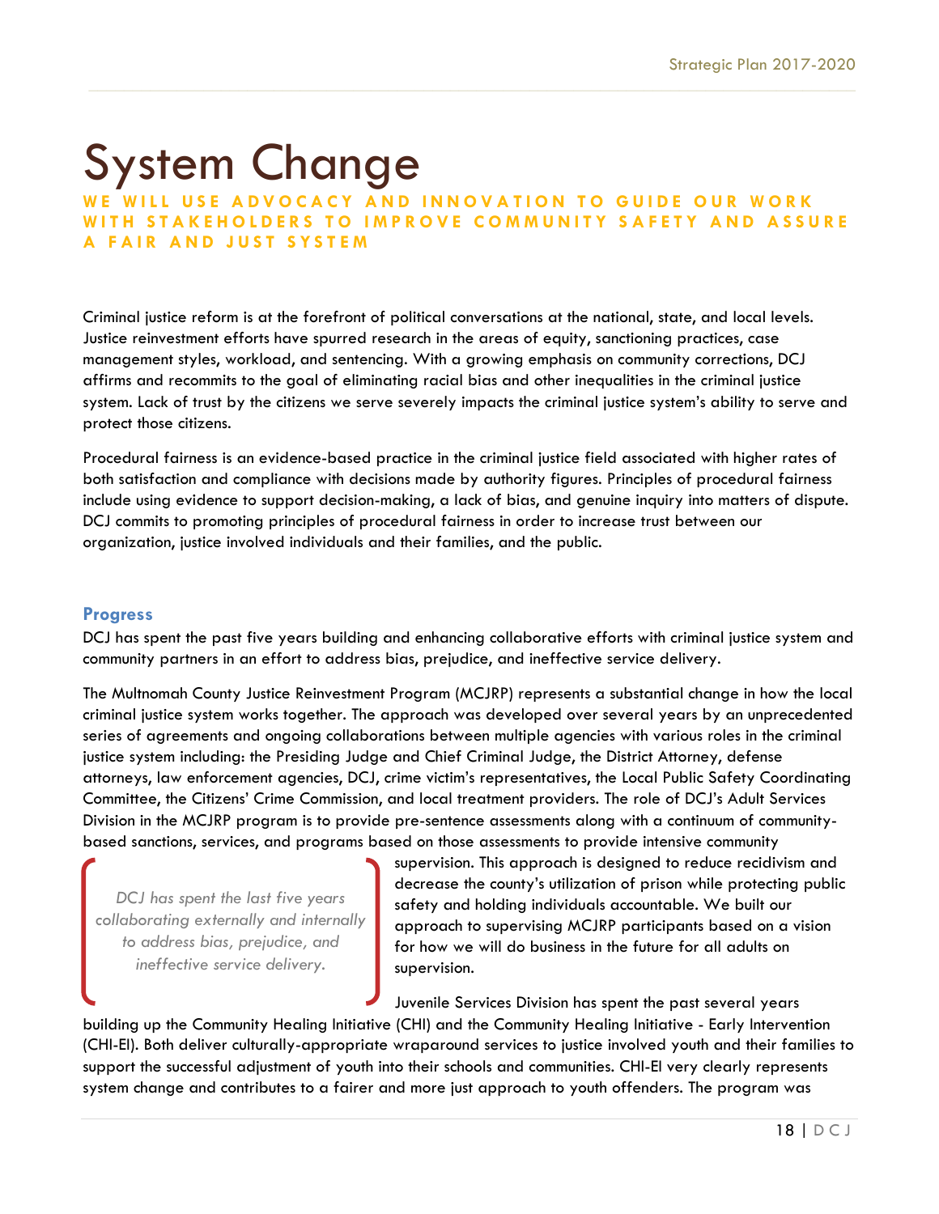# System Change

**WE WILL USE ADVOCACY AND INNOVATION TO GUIDE OUR WORK WITH STAKEHOLDERS TO IMPROVE COMMUNITY SAFETY AND ASSURE A FAIR AND JUST SYSTEM**

Criminal justice reform is at the forefront of political conversations at the national, state, and local levels. Justice reinvestment efforts have spurred research in the areas of equity, sanctioning practices, case management styles, workload, and sentencing. With a growing emphasis on community corrections, DCJ affirms and recommits to the goal of eliminating racial bias and other inequalities in the criminal justice system. Lack of trust by the citizens we serve severely impacts the criminal justice system's ability to serve and protect those citizens.

Procedural fairness is an evidence-based practice in the criminal justice field associated with higher rates of both satisfaction and compliance with decisions made by authority figures. Principles of procedural fairness include using evidence to support decision-making, a lack of bias, and genuine inquiry into matters of dispute. DCJ commits to promoting principles of procedural fairness in order to increase trust between our organization, justice involved individuals and their families, and the public.

## Progress

DCJ has spent the past five years building and enhancing collaborative efforts with criminal justice system and community partners in an effort to address bias, prejudice, and ineffective service delivery.

The Multnomah County Justice Reinvestment Program (MCJRP) represents a substantial change in how the local criminal justice system works together. The approach was developed over several years by an unprecedented series of agreements and ongoing collaborations between multiple agencies with various roles in the criminal justice system including: the Presiding Judge and Chief Criminal Judge, the District Attorney, defense attorneys, law enforcement agencies, DCJ, crime victim's representatives, the Local Public Safety Coordinating Committee, the Citizens' Crime Commission, and local treatment providers. The role of DCJ's Adult Services Division in the MCJRP program is to provide pre-sentence assessments along with a continuum of community-based sanctions, services, and programs based on those assessments to provide intensive community supervision. This approach is designed to reduce recidivism and decrease the county's utilization of prison while protecting public safety and holding individuals accountable. We built our approach to supervising MCJRP participants based on a vision for how we will do business in the future for all adults on supervision.

> *DCJ has spent the last five years collaborating externally and internally to address bias, prejudice, and ineffective service delivery.*

Juvenile Services Division has spent the past several years building up the Community Healing Initiative (CHI) and the Community Healing Initiative - Early Intervention (CHI-EI). Both deliver culturally-appropriate wraparound services to justice involved youth and their families to support the successful adjustment of youth into their schools and communities. CHI-EI very clearly represents system change and contributes to a fairer and more just approach to youth offenders. The program was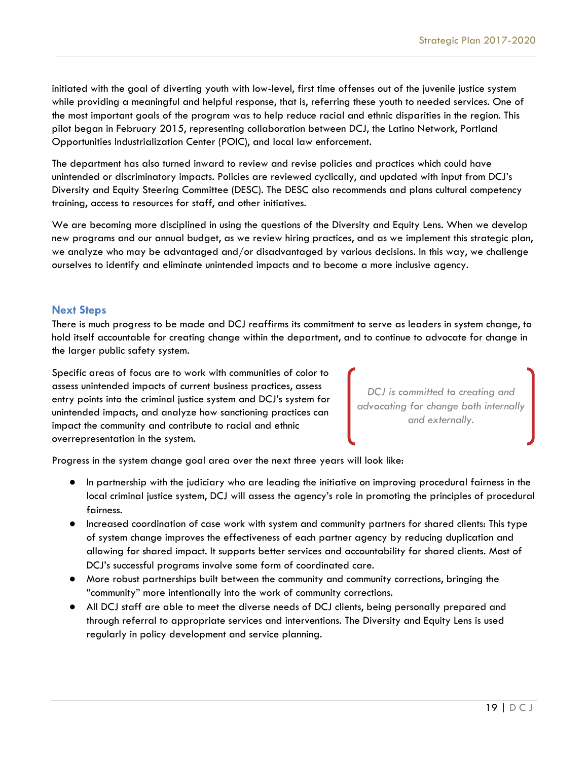initiated with the goal of diverting youth with low-level, first time offenses out of the juvenile justice system while providing a meaningful and helpful response, that is, referring these youth to needed services. One of the most important goals of the program was to help reduce racial and ethnic disparities in the region. This pilot began in February 2015, representing collaboration between DCJ, the Latino Network, Portland Opportunities Industrialization Center (POIC), and local law enforcement.

The department has also turned inward to review and revise policies and practices which could have unintended or discriminatory impacts. Policies are reviewed cyclically, and updated with input from DCJ's Diversity and Equity Steering Committee (DESC). The DESC also recommends and plans cultural competency training, access to resources for staff, and other initiatives.

We are becoming more disciplined in using the questions of the Diversity and Equity Lens. When we develop new programs and our annual budget, as we review hiring practices, and as we implement this strategic plan, we analyze who may be advantaged and/or disadvantaged by various decisions. In this way, we challenge ourselves to identify and eliminate unintended impacts and to become a more inclusive agency.

## Next Steps

There is much progress to be made and DCJ reaffirms its commitment to serve as leaders in system change, to hold itself accountable for creating change within the department, and to continue to advocate for change in the larger public safety system.

Specific areas of focus are to work with communities of color to assess unintended impacts of current business practices, assess entry points into the criminal justice system and DCJ's system for unintended impacts, and analyze how sanctioning practices can impact the community and contribute to racial and ethnic overrepresentation in the system.

> *DCJ is committed to creating and advocating for change both internally and externally.*

Progress in the system change goal area over the next three years will look like:

- In partnership with the judiciary who are leading the initiative on improving procedural fairness in the local criminal justice system, DCJ will assess the agency's role in promoting the principles of procedural fairness.
- Increased coordination of case work with system and community partners for shared clients: This type of system change improves the effectiveness of each partner agency by reducing duplication and allowing for shared impact. It supports better services and accountability for shared clients. Most of DCJ's successful programs involve some form of coordinated care.
- More robust partnerships built between the community and community corrections, bringing the "community" more intentionally into the work of community corrections.
- All DCJ staff are able to meet the diverse needs of DCJ clients, being personally prepared and through referral to appropriate services and interventions. The Diversity and Equity Lens is used regularly in policy development and service planning.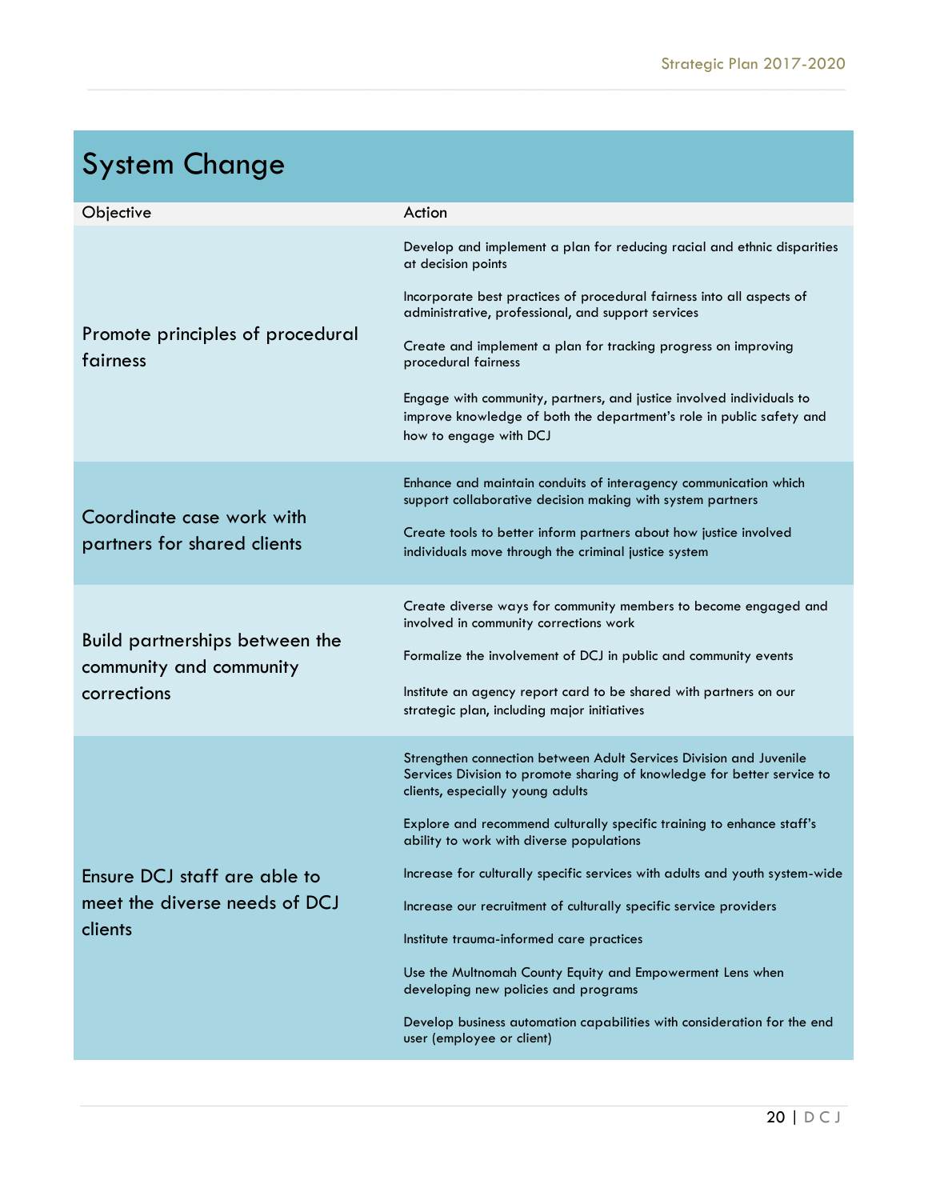# System Change

| Objective | Action |
|---|---|
| Promote principles of procedural fairness | Develop and implement a plan for reducing racial and ethnic disparities at decision points<br><br>Incorporate best practices of procedural fairness into all aspects of administrative, professional, and support services<br><br>Create and implement a plan for tracking progress on improving procedural fairness<br><br>Engage with community, partners, and justice involved individuals to improve knowledge of both the department's role in public safety and how to engage with DCJ |
| Coordinate case work with partners for shared clients | Enhance and maintain conduits of interagency communication which support collaborative decision making with system partners<br><br>Create tools to better inform partners about how justice involved individuals move through the criminal justice system |
| Build partnerships between the community and community corrections | Create diverse ways for community members to become engaged and involved in community corrections work<br><br>Formalize the involvement of DCJ in public and community events<br><br>Institute an agency report card to be shared with partners on our strategic plan, including major initiatives |
| Ensure DCJ staff are able to meet the diverse needs of DCJ clients | Strengthen connection between Adult Services Division and Juvenile Services Division to promote sharing of knowledge for better service to clients, especially young adults<br><br>Explore and recommend culturally specific training to enhance staff's ability to work with diverse populations<br><br>Increase for culturally specific services with adults and youth system-wide<br><br>Increase our recruitment of culturally specific service providers<br><br>Institute trauma-informed care practices<br><br>Use the Multnomah County Equity and Empowerment Lens when developing new policies and programs<br><br>Develop business automation capabilities with consideration for the end user (employee or client) |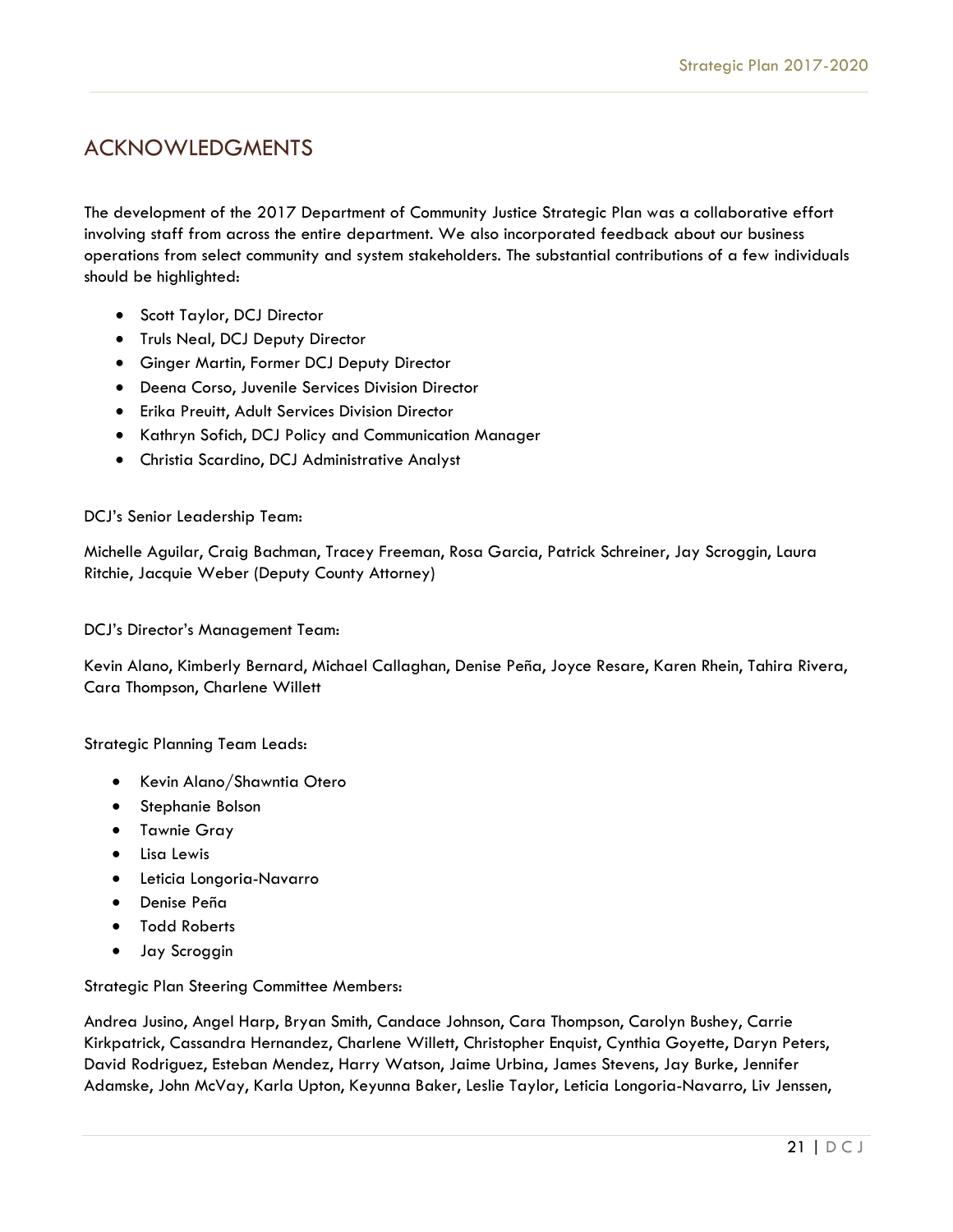# ACKNOWLEDGMENTS

The development of the 2017 Department of Community Justice Strategic Plan was a collaborative effort involving staff from across the entire department. We also incorporated feedback about our business operations from select community and system stakeholders. The substantial contributions of a few individuals should be highlighted:

- Scott Taylor, DCJ Director
- Truls Neal, DCJ Deputy Director
- Ginger Martin, Former DCJ Deputy Director
- Deena Corso, Juvenile Services Division Director
- Erika Preuitt, Adult Services Division Director
- Kathryn Sofich, DCJ Policy and Communication Manager
- Christia Scardino, DCJ Administrative Analyst

DCJ's Senior Leadership Team:

Michelle Aguilar, Craig Bachman, Tracey Freeman, Rosa Garcia, Patrick Schreiner, Jay Scroggin, Laura Ritchie, Jacquie Weber (Deputy County Attorney)

DCJ's Director's Management Team:

Kevin Alano, Kimberly Bernard, Michael Callaghan, Denise Peña, Joyce Resare, Karen Rhein, Tahira Rivera, Cara Thompson, Charlene Willett

Strategic Planning Team Leads:

- Kevin Alano/Shawntia Otero
- Stephanie Bolson
- Tawnie Gray
- Lisa Lewis
- Leticia Longoria-Navarro
- Denise Peña
- Todd Roberts
- Jay Scroggin

Strategic Plan Steering Committee Members:

Andrea Jusino, Angel Harp, Bryan Smith, Candace Johnson, Cara Thompson, Carolyn Bushey, Carrie Kirkpatrick, Cassandra Hernandez, Charlene Willett, Christopher Enquist, Cynthia Goyette, Daryn Peters, David Rodriguez, Esteban Mendez, Harry Watson, Jaime Urbina, James Stevens, Jay Burke, Jennifer Adamske, John McVay, Karla Upton, Keyunna Baker, Leslie Taylor, Leticia Longoria-Navarro, Liv Jenssen,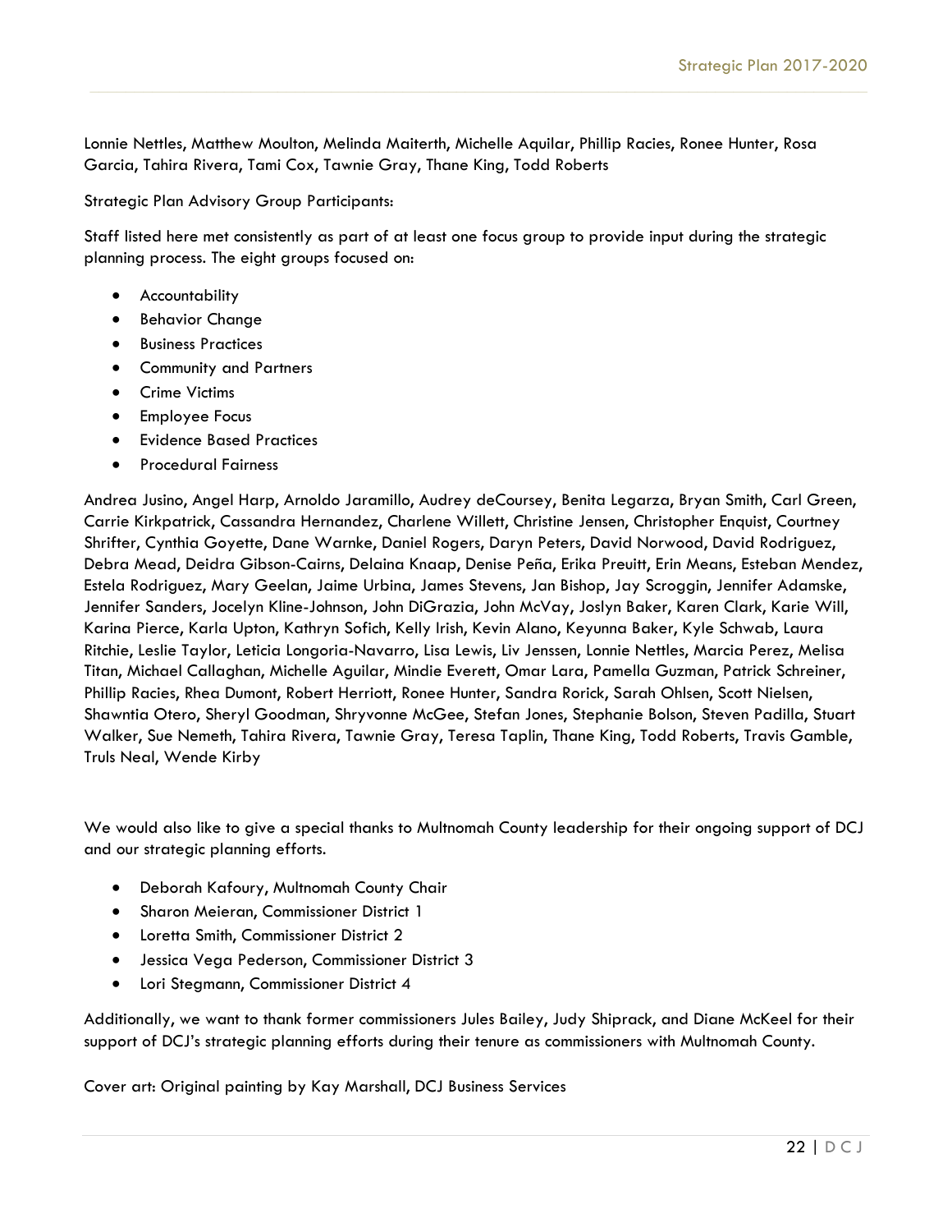Lonnie Nettles, Matthew Moulton, Melinda Maiterth, Michelle Aquilar, Phillip Racies, Ronee Hunter, Rosa Garcia, Tahira Rivera, Tami Cox, Tawnie Gray, Thane King, Todd Roberts

Strategic Plan Advisory Group Participants:

Staff listed here met consistently as part of at least one focus group to provide input during the strategic planning process. The eight groups focused on:

- Accountability
- Behavior Change
- Business Practices
- Community and Partners
- Crime Victims
- Employee Focus
- Evidence Based Practices
- Procedural Fairness

Andrea Jusino, Angel Harp, Arnoldo Jaramillo, Audrey deCoursey, Benita Legarza, Bryan Smith, Carl Green, Carrie Kirkpatrick, Cassandra Hernandez, Charlene Willett, Christine Jensen, Christopher Enquist, Courtney Shrifter, Cynthia Goyette, Dane Warnke, Daniel Rogers, Daryn Peters, David Norwood, David Rodriguez, Debra Mead, Deidra Gibson-Cairns, Delaina Knaap, Denise Peña, Erika Preuitt, Erin Means, Esteban Mendez, Estela Rodriguez, Mary Geelan, Jaime Urbina, James Stevens, Jan Bishop, Jay Scroggin, Jennifer Adamske, Jennifer Sanders, Jocelyn Kline-Johnson, John DiGrazia, John McVay, Joslyn Baker, Karen Clark, Karie Will, Karina Pierce, Karla Upton, Kathryn Sofich, Kelly Irish, Kevin Alano, Keyunna Baker, Kyle Schwab, Laura Ritchie, Leslie Taylor, Leticia Longoria-Navarro, Lisa Lewis, Liv Jenssen, Lonnie Nettles, Marcia Perez, Melisa Titan, Michael Callaghan, Michelle Aguilar, Mindie Everett, Omar Lara, Pamella Guzman, Patrick Schreiner, Phillip Racies, Rhea Dumont, Robert Herriott, Ronee Hunter, Sandra Rorick, Sarah Ohlsen, Scott Nielsen, Shawntia Otero, Sheryl Goodman, Shryvonne McGee, Stefan Jones, Stephanie Bolson, Steven Padilla, Stuart Walker, Sue Nemeth, Tahira Rivera, Tawnie Gray, Teresa Taplin, Thane King, Todd Roberts, Travis Gamble, Truls Neal, Wende Kirby

We would also like to give a special thanks to Multnomah County leadership for their ongoing support of DCJ and our strategic planning efforts.

- Deborah Kafoury, Multnomah County Chair
- Sharon Meieran, Commissioner District 1
- Loretta Smith, Commissioner District 2
- Jessica Vega Pederson, Commissioner District 3
- Lori Stegmann, Commissioner District 4

Additionally, we want to thank former commissioners Jules Bailey, Judy Shiprack, and Diane McKeel for their support of DCJ's strategic planning efforts during their tenure as commissioners with Multnomah County.

Cover art: Original painting by Kay Marshall, DCJ Business Services